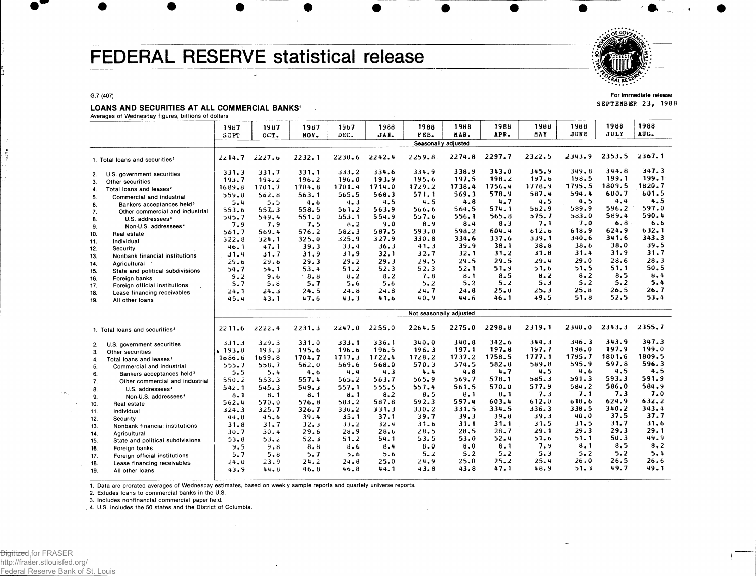# FEDERAL RESERVE statistical release

G.7 (407)

For immediate release
SEPTEMBER 23, 1988

## LOANS AND SECURITIES AT ALL COMMERCIAL BANKS[1]

Averages of Wednesday figures, billions of dollars

| | 1987 SEPT | 1987 OCT. | 1987 NOV. | 1987 DEC. | 1988 JAN. | 1988 FEB. | 1988 MAR. | 1988 APR. | 1988 MAY | 1988 JUNE | 1988 JULY | 1988 AUG. |
|---|---|---|---|---|---|---|---|---|---|---|---|---|
| | Seasonally adjusted | | | | | | | | | | | |
| 1. Total loans and securities[2] | 2214.7 | 2227.6 | 2232.1 | 2230.6 | 2242.4 | 2259.8 | 2274.8 | 2297.7 | 2322.5 | 2343.9 | 2353.5 | 2367.1 |
| 2. U.S. government securities | 331.3 | 331.7 | 331.1 | 333.2 | 334.6 | 334.9 | 338.9 | 343.0 | 345.9 | 349.8 | 344.8 | 347.3 |
| 3. Other securities | 193.7 | 194.2 | 196.2 | 196.0 | 193.9 | 195.6 | 197.5 | 198.2 | 197.6 | 198.5 | 199.1 | 199.1 |
| 4. Total loans and leases[2] | 1689.8 | 1701.7 | 1704.8 | 1701.4 | 1714.0 | 1729.2 | 1738.4 | 1756.4 | 1778.9 | 1795.5 | 1809.5 | 1820.7 |
| 5. Commercial and industrial | 559.0 | 562.8 | 563.1 | 565.5 | 568.3 | 571.1 | 569.3 | 578.9 | 587.4 | 594.4 | 600.7 | 601.5 |
| 6. Bankers acceptances held[3] | 5.4 | 5.5 | 4.6 | 4.3 | 4.5 | 4.5 | 4.8 | 4.7 | 4.5 | 4.5 | 4.4 | 4.5 |
| 7. Other commercial and industrial | 553.6 | 557.3 | 558.5 | 561.2 | 563.9 | 566.6 | 564.5 | 574.1 | 582.9 | 589.9 | 596.2 | 597.0 |
| 8. U.S. addressees[4] | 545.7 | 549.4 | 551.0 | 553.1 | 554.9 | 557.6 | 556.1 | 565.8 | 575.7 | 583.0 | 589.4 | 590.4 |
| 9. Non-U.S. addressees[4] | 7.9 | 7.9 | 7.5 | 8.2 | 9.0 | 8.9 | 8.4 | 8.3 | 7.1 | 7.0 | 6.8 | 6.6 |
| 10. Real estate | 561.7 | 569.4 | 576.2 | 582.3 | 587.5 | 593.0 | 598.2 | 604.4 | 612.6 | 618.9 | 624.9 | 632.1 |
| 11. Individual | 322.8 | 324.1 | 325.0 | 325.9 | 327.9 | 330.8 | 334.6 | 337.6 | 339.1 | 340.6 | 341.6 | 343.3 |
| 12. Security | 46.1 | 47.1 | 39.3 | 33.4 | 36.3 | 41.3 | 39.9 | 38.1 | 38.8 | 38.6 | 38.0 | 39.5 |
| 13. Nonbank financial institutions | 31.4 | 31.7 | 31.9 | 31.9 | 32.1 | 32.7 | 32.1 | 31.2 | 31.8 | 31.4 | 31.9 | 31.7 |
| 14. Agricultural | 29.6 | 29.6 | 29.3 | 29.2 | 29.3 | 29.5 | 29.5 | 29.5 | 29.4 | 29.0 | 28.6 | 28.3 |
| 15. State and political subdivisions | 54.7 | 54.1 | 53.4 | 51.2 | 52.3 | 52.3 | 52.1 | 51.9 | 51.6 | 51.5 | 51.1 | 50.5 |
| 16. Foreign banks | 9.2 | 9.6 | 8.8 | 8.2 | 8.2 | 7.8 | 8.1 | 8.5 | 8.2 | 8.2 | 8.5 | 8.4 |
| 17. Foreign official institutions | 5.7 | 5.8 | 5.7 | 5.6 | 5.6 | 5.2 | 5.2 | 5.2 | 5.3 | 5.2 | 5.2 | 5.4 |
| 18. Lease financing receivables | 24.1 | 24.3 | 24.5 | 24.8 | 24.8 | 24.7 | 24.8 | 25.0 | 25.3 | 25.8 | 26.5 | 26.7 |
| 19. All other loans | 45.4 | 43.1 | 47.6 | 43.3 | 41.6 | 40.9 | 44.6 | 46.1 | 49.5 | 51.8 | 52.5 | 53.4 |
| | Not seasonally adjusted | | | | | | | | | | | |
| 1. Total loans and securities[2] | 2211.6 | 2222.4 | 2231.3 | 2247.0 | 2255.0 | 2264.5 | 2275.0 | 2298.8 | 2319.1 | 2340.0 | 2343.3 | 2355.7 |
| 2. U.S. government securities | 331.3 | 329.3 | 331.0 | 333.1 | 336.1 | 340.0 | 340.8 | 342.6 | 344.3 | 346.3 | 343.9 | 347.3 |
| 3. Other securities | 193.8 | 193.3 | 195.6 | 196.6 | 196.5 | 196.3 | 197.1 | 197.8 | 197.7 | 198.0 | 197.9 | 199.0 |
| 4. Total loans and leases[2] | 1686.6 | 1699.8 | 1704.7 | 1717.3 | 1722.4 | 1728.2 | 1737.2 | 1758.5 | 1777.1 | 1795.7 | 1801.6 | 1809.5 |
| 5. Commercial and industrial | 555.7 | 558.7 | 562.0 | 569.6 | 568.0 | 570.3 | 574.5 | 582.8 | 589.8 | 595.9 | 597.8 | 596.3 |
| 6. Bankers acceptances held[3] | 5.5 | 5.4 | 4.6 | 4.4 | 4.3 | 4.4 | 4.8 | 4.7 | 4.5 | 4.6 | 4.5 | 4.5 |
| 7. Other commercial and industrial | 550.2 | 553.3 | 557.4 | 565.2 | 563.7 | 565.9 | 569.7 | 578.1 | 585.3 | 591.3 | 593.3 | 591.9 |
| 8. U.S. addressees[4] | 542.1 | 545.3 | 549.3 | 557.1 | 555.5 | 557.4 | 561.5 | 570.0 | 577.9 | 584.2 | 586.0 | 584.9 |
| 9. Non-U.S. addressees[4] | 8.1 | 8.1 | 8.1 | 8.1 | 8.2 | 8.5 | 8.1 | 8.1 | 7.3 | 7.1 | 7.3 | 7.0 |
| 10. Real estate | 562.4 | 570.0 | 576.8 | 583.2 | 587.8 | 592.3 | 597.4 | 603.4 | 612.0 | 618.6 | 624.9 | 632.2 |
| 11. Individual | 324.3 | 325.7 | 326.7 | 330.2 | 331.3 | 330.2 | 331.5 | 334.5 | 336.3 | 338.5 | 340.2 | 343.4 |
| 12. Security | 44.8 | 45.6 | 39.4 | 35.1 | 37.1 | 39.7 | 39.3 | 39.8 | 39.3 | 40.0 | 37.5 | 37.7 |
| 13. Nonbank financial institutions | 31.8 | 31.7 | 32.3 | 33.2 | 32.4 | 31.6 | 31.1 | 31.1 | 31.5 | 31.5 | 31.7 | 31.6 |
| 14. Agricultural | 30.7 | 30.4 | 29.6 | 28.9 | 28.6 | 28.5 | 28.5 | 28.7 | 29.1 | 29.3 | 29.3 | 29.1 |
| 15. State and political subdivisions | 53.8 | 53.2 | 52.3 | 51.2 | 54.1 | 53.5 | 53.0 | 52.4 | 51.6 | 51.1 | 50.3 | 49.9 |
| 16. Foreign banks | 9.5 | 9.8 | 8.8 | 8.6 | 8.4 | 8.0 | 8.0 | 8.1 | 7.9 | 8.1 | 8.5 | 8.2 |
| 17. Foreign official institutions | 5.7 | 5.8 | 5.7 | 5.6 | 5.6 | 5.2 | 5.2 | 5.2 | 5.3 | 5.2 | 5.2 | 5.4 |
| 18. Lease financing receivables | 24.0 | 23.9 | 24.2 | 24.8 | 25.0 | 24.9 | 25.0 | 25.2 | 25.4 | 26.0 | 26.5 | 26.6 |
| 19. All other loans | 43.9 | 44.8 | 46.8 | 46.8 | 44.1 | 43.8 | 43.8 | 47.1 | 48.9 | 51.3 | 49.7 | 49.1 |

1. Data are prorated averages of Wednesday estimates, based on weekly sample reports and quartely universe reports.
2. Exludes loans to commercial banks in the U.S.
3. Includes nonfinancial commercial paper held.
4. U.S. includes the 50 states and the District of Columbia.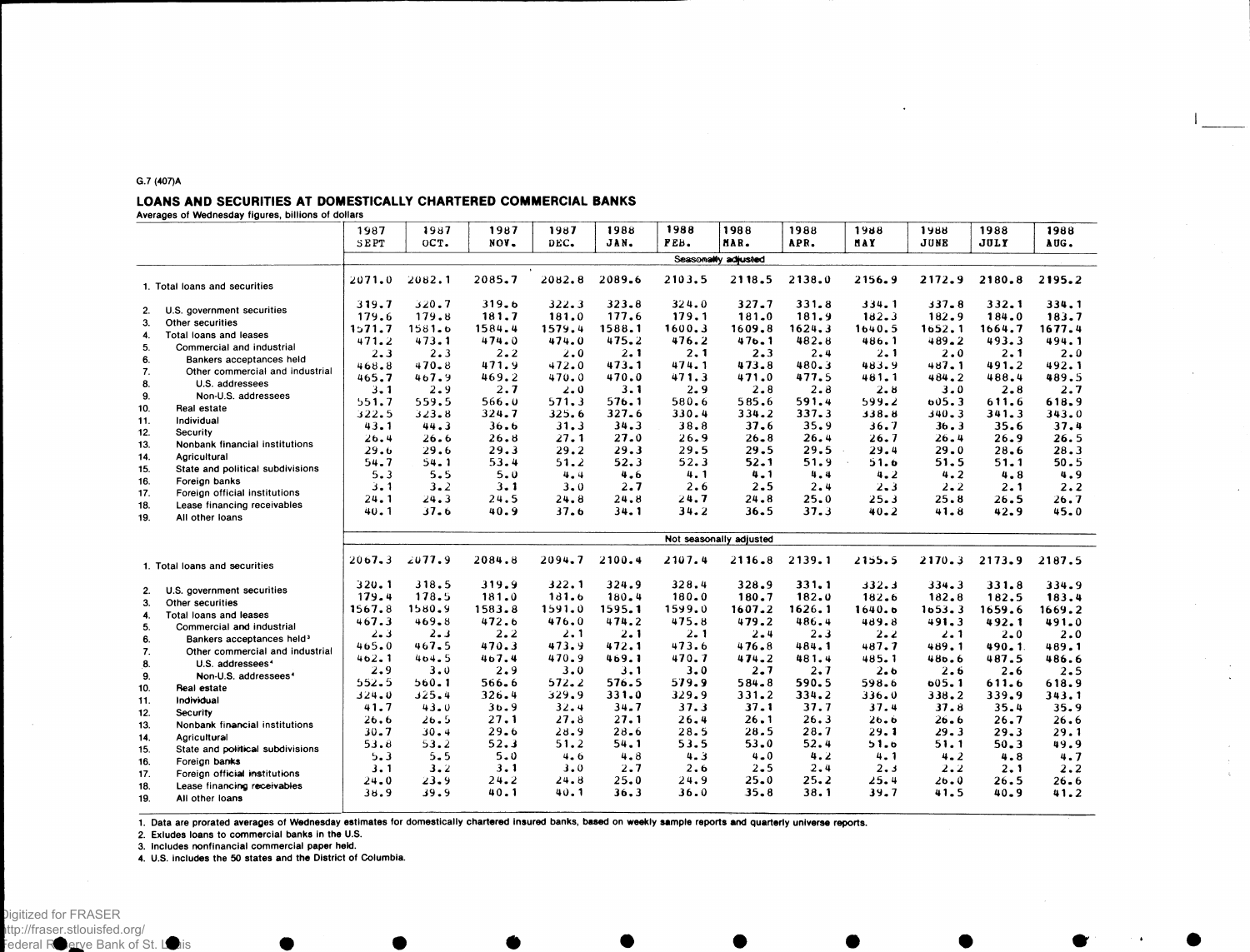G.7 (407)A

## LOANS AND SECURITIES AT DOMESTICALLY CHARTERED COMMERCIAL BANKS

Averages of Wednesday figures, billions of dollars

| | 1987 SEPT | 1987 OCT. | 1987 NOV. | 1987 DEC. | 1988 JAN. | 1988 FEB. | 1988 MAR. | 1988 APR. | 1988 MAY | 1988 JUNE | 1988 JULY | 1988 AUG. |
|---|---|---|---|---|---|---|---|---|---|---|---|---|
| | Seasonally adjusted | | | | | | | | | | | |
| 1. Total loans and securities | 2071.0 | 2082.1 | 2085.7 | 2082.8 | 2089.6 | 2103.5 | 2118.5 | 2138.0 | 2156.9 | 2172.9 | 2180.8 | 2195.2 |
| 2. U.S. government securities | 319.7 | 320.7 | 319.6 | 322.3 | 323.8 | 324.0 | 327.7 | 331.8 | 334.1 | 337.8 | 332.1 | 334.1 |
| 3. Other securities | 179.6 | 179.8 | 181.7 | 181.0 | 177.6 | 179.1 | 181.0 | 181.9 | 182.3 | 182.9 | 184.0 | 183.7 |
| 4. Total loans and leases | 1571.7 | 1581.6 | 1584.4 | 1579.4 | 1588.1 | 1600.3 | 1609.8 | 1624.3 | 1640.5 | 1652.1 | 1664.7 | 1677.4 |
| 5. Commercial and industrial | 471.2 | 473.1 | 474.0 | 474.0 | 475.2 | 476.2 | 476.1 | 482.8 | 486.1 | 489.2 | 493.3 | 494.1 |
| 6. Bankers acceptances held | 2.3 | 2.3 | 2.2 | 2.0 | 2.1 | 2.1 | 2.3 | 2.4 | 2.1 | 2.0 | 2.1 | 2.0 |
| 7. Other commercial and industrial | 468.8 | 470.8 | 471.9 | 472.0 | 473.1 | 474.1 | 473.8 | 480.3 | 483.9 | 487.1 | 491.2 | 492.1 |
| 8. U.S. addressees | 465.7 | 467.9 | 469.2 | 470.0 | 470.0 | 471.3 | 471.0 | 477.5 | 481.1 | 484.2 | 488.4 | 489.5 |
| 9. Non-U.S. addressees | 3.1 | 2.9 | 2.7 | 2.0 | 3.1 | 2.9 | 2.8 | 2.8 | 2.8 | 3.0 | 2.8 | 2.7 |
| 10. Real estate | 551.7 | 559.5 | 566.0 | 571.3 | 576.1 | 580.6 | 585.6 | 591.4 | 599.2 | 605.3 | 611.6 | 618.9 |
| 11. Individual | 322.5 | 323.8 | 324.7 | 325.6 | 327.6 | 330.4 | 334.2 | 337.3 | 338.8 | 340.3 | 341.3 | 343.0 |
| 12. Security | 43.1 | 44.3 | 36.6 | 31.3 | 34.3 | 38.8 | 37.6 | 35.9 | 36.7 | 36.3 | 35.6 | 37.4 |
| 13. Nonbank financial institutions | 26.4 | 26.6 | 26.8 | 27.1 | 27.0 | 26.9 | 26.8 | 26.4 | 26.7 | 26.4 | 26.9 | 26.5 |
| 14. Agricultural | 29.6 | 29.6 | 29.3 | 29.2 | 29.3 | 29.5 | 29.5 | 29.5 | 29.4 | 29.0 | 28.6 | 28.3 |
| 15. State and political subdivisions | 54.7 | 54.1 | 53.4 | 51.2 | 52.3 | 52.3 | 52.1 | 51.9 | 51.6 | 51.5 | 51.1 | 50.5 |
| 16. Foreign banks | 5.3 | 5.5 | 5.0 | 4.4 | 4.6 | 4.1 | 4.1 | 4.4 | 4.2 | 4.2 | 4.8 | 4.9 |
| 17. Foreign official institutions | 3.1 | 3.2 | 3.1 | 3.0 | 2.7 | 2.6 | 2.5 | 2.4 | 2.3 | 2.2 | 2.1 | 2.2 |
| 18. Lease financing receivables | 24.1 | 24.3 | 24.5 | 24.8 | 24.8 | 24.7 | 24.8 | 25.0 | 25.3 | 25.8 | 26.5 | 26.7 |
| 19. All other loans | 40.1 | 37.6 | 40.9 | 37.6 | 34.1 | 34.2 | 36.5 | 37.3 | 40.2 | 41.8 | 42.9 | 45.0 |
| | Not seasonally adjusted | | | | | | | | | | | |
| 1. Total loans and securities | 2067.3 | 2077.9 | 2084.8 | 2094.7 | 2100.4 | 2107.4 | 2116.8 | 2139.1 | 2155.5 | 2170.3 | 2173.9 | 2187.5 |
| 2. U.S. government securities | 320.1 | 318.5 | 319.9 | 322.1 | 324.9 | 328.4 | 328.9 | 331.1 | 332.3 | 334.3 | 331.8 | 334.9 |
| 3. Other securities | 179.4 | 178.5 | 181.0 | 181.6 | 180.4 | 180.0 | 180.7 | 182.0 | 182.6 | 182.8 | 182.5 | 183.4 |
| 4. Total loans and leases | 1567.8 | 1580.9 | 1583.8 | 1591.0 | 1595.1 | 1599.0 | 1607.2 | 1626.1 | 1640.6 | 1653.3 | 1659.6 | 1669.2 |
| 5. Commercial and industrial | 467.3 | 469.8 | 472.6 | 476.0 | 474.2 | 475.8 | 479.2 | 486.4 | 489.8 | 491.3 | 492.1 | 491.0 |
| 6. Bankers acceptances held[3] | 2.3 | 2.3 | 2.2 | 2.1 | 2.1 | 2.1 | 2.4 | 2.3 | 2.2 | 2.1 | 2.0 | 2.0 |
| 7. Other commercial and industrial | 465.0 | 467.5 | 470.3 | 473.9 | 472.1 | 473.6 | 476.8 | 484.1 | 487.7 | 489.1 | 490.1 | 489.1 |
| 8. U.S. addressees[4] | 462.1 | 464.5 | 467.4 | 470.9 | 469.1 | 470.7 | 474.2 | 481.4 | 485.1 | 486.6 | 487.5 | 486.6 |
| 9. Non-U.S. addressees[4] | 2.9 | 3.0 | 2.9 | 3.0 | 3.1 | 3.0 | 2.7 | 2.7 | 2.6 | 2.6 | 2.6 | 2.5 |
| 10. Real estate | 552.5 | 560.1 | 566.6 | 572.2 | 576.5 | 579.9 | 584.8 | 590.5 | 598.6 | 605.1 | 611.6 | 618.9 |
| 11. Individual | 324.0 | 325.4 | 326.4 | 329.9 | 331.0 | 329.9 | 331.2 | 334.2 | 336.0 | 338.2 | 339.9 | 343.1 |
| 12. Security | 41.7 | 43.0 | 36.9 | 32.4 | 34.7 | 37.3 | 37.1 | 37.7 | 37.4 | 37.8 | 35.4 | 35.9 |
| 13. Nonbank financial institutions | 26.6 | 26.5 | 27.1 | 27.8 | 27.1 | 26.4 | 26.1 | 26.3 | 26.6 | 26.6 | 26.7 | 26.6 |
| 14. Agricultural | 30.7 | 30.4 | 29.6 | 28.9 | 28.6 | 28.5 | 28.5 | 28.7 | 29.1 | 29.3 | 29.3 | 29.1 |
| 15. State and political subdivisions | 53.8 | 53.2 | 52.3 | 51.2 | 54.1 | 53.5 | 53.0 | 52.4 | 51.6 | 51.1 | 50.3 | 49.9 |
| 16. Foreign banks | 5.3 | 5.5 | 5.0 | 4.6 | 4.8 | 4.3 | 4.0 | 4.2 | 4.1 | 4.2 | 4.8 | 4.7 |
| 17. Foreign official institutions | 3.1 | 3.2 | 3.1 | 3.0 | 2.7 | 2.6 | 2.5 | 2.4 | 2.3 | 2.2 | 2.1 | 2.2 |
| 18. Lease financing receivables | 24.0 | 23.9 | 24.2 | 24.8 | 25.0 | 24.9 | 25.0 | 25.2 | 25.4 | 26.0 | 26.5 | 26.6 |
| 19. All other loans | 38.9 | 39.9 | 40.1 | 40.1 | 36.3 | 36.0 | 35.8 | 38.1 | 39.7 | 41.5 | 40.9 | 41.2 |

1. Data are prorated averages of Wednesday estimates for domestically chartered insured banks, based on weekly sample reports and quarterly universe reports.
2. Exludes loans to commercial banks in the U.S.
3. Includes nonfinancial commercial paper held.
4. U.S. includes the 50 states and the District of Columbia.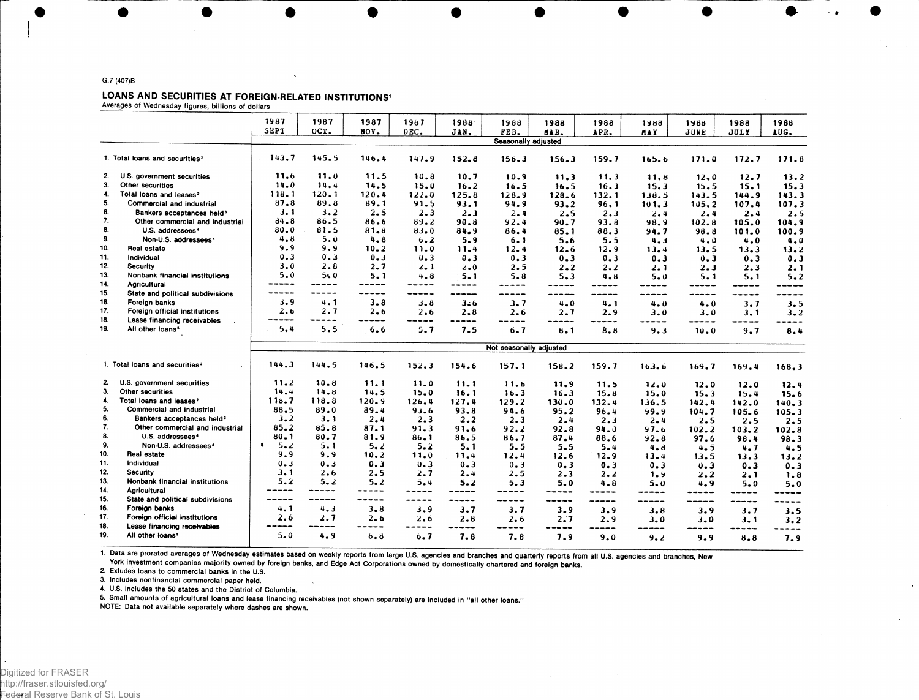G.7 (407)B

## LOANS AND SECURITIES AT FOREIGN-RELATED INSTITUTIONS[1]

Averages of Wednesday figures, billions of dollars

| | 1987 SEPT | 1987 OCT. | 1987 NOV. | 1987 DEC. | 1988 JAN. | 1988 FEB. | 1988 MAR. | 1988 APR. | 1988 MAY | 1988 JUNE | 1988 JULY | 1988 AUG. |
|---|---|---|---|---|---|---|---|---|---|---|---|---|
| | | | | | | Seasonally adjusted | | | | | | |
| 1. Total loans and securities[2] | 143.7 | 145.5 | 146.4 | 147.9 | 152.8 | 156.3 | 156.3 | 159.7 | 165.6 | 171.0 | 172.7 | 171.8 |
| 2. U.S. government securities | 11.6 | 11.0 | 11.5 | 10.8 | 10.7 | 10.9 | 11.3 | 11.3 | 11.8 | 12.0 | 12.7 | 13.2 |
| 3. Other securities | 14.0 | 14.4 | 14.5 | 15.0 | 16.2 | 16.5 | 16.5 | 16.3 | 15.3 | 15.5 | 15.1 | 15.3 |
| 4. Total loans and leases[2] | 118.1 | 120.1 | 120.4 | 122.0 | 125.8 | 128.9 | 128.6 | 132.1 | 138.5 | 143.5 | 144.9 | 143.3 |
| 5. Commercial and industrial | 87.8 | 89.8 | 89.1 | 91.5 | 93.1 | 94.9 | 93.2 | 96.1 | 101.3 | 105.2 | 107.4 | 107.3 |
| 6. Bankers acceptances held[3] | 3.1 | 3.2 | 2.5 | 2.3 | 2.3 | 2.4 | 2.5 | 2.3 | 2.4 | 2.4 | 2.4 | 2.5 |
| 7. Other commercial and industrial | 84.8 | 86.5 | 86.6 | 89.2 | 90.8 | 92.4 | 90.7 | 93.8 | 98.9 | 102.8 | 105.0 | 104.9 |
| 8. U.S. addressees[4] | 80.0 | 81.5 | 81.8 | 83.0 | 84.9 | 86.4 | 85.1 | 88.3 | 94.7 | 98.8 | 101.0 | 100.9 |
| 9. Non-U.S. addressees[4] | 4.8 | 5.0 | 4.8 | 6.2 | 5.9 | 6.1 | 5.6 | 5.5 | 4.3 | 4.0 | 4.0 | 4.0 |
| 10. Real estate | 9.9 | 9.9 | 10.2 | 11.0 | 11.4 | 12.4 | 12.6 | 12.9 | 13.4 | 13.5 | 13.3 | 13.2 |
| 11. Individual | 0.3 | 0.3 | 0.3 | 0.3 | 0.3 | 0.3 | 0.3 | 0.3 | 0.3 | 0.3 | 0.3 | 0.3 |
| 12. Security | 3.0 | 2.8 | 2.7 | 2.1 | 2.0 | 2.5 | 2.2 | 2.2 | 2.1 | 2.3 | 2.3 | 2.1 |
| 13. Nonbank financial institutions | 5.0 | 5.0 | 5.1 | 4.8 | 5.1 | 5.8 | 5.3 | 4.8 | 5.0 | 5.1 | 5.1 | 5.2 |
| 14. Agricultural | ----- | ----- | ----- | ----- | ----- | ----- | ----- | ----- | ----- | ----- | ----- | ----- |
| 15. State and political subdivisions | ----- | ----- | ----- | ----- | ----- | ----- | ----- | ----- | ----- | ----- | ----- | ----- |
| 16. Foreign banks | 3.9 | 4.1 | 3.8 | 3.8 | 3.6 | 3.7 | 4.0 | 4.1 | 4.0 | 4.0 | 3.7 | 3.5 |
| 17. Foreign official institutions | 2.6 | 2.7 | 2.6 | 2.6 | 2.8 | 2.6 | 2.7 | 2.9 | 3.0 | 3.0 | 3.1 | 3.2 |
| 18. Lease financing receivables | ----- | ----- | ----- | ----- | ----- | ----- | ----- | ----- | ----- | ----- | ----- | ----- |
| 19. All other loans[5] | 5.4 | 5.5 | 6.6 | 5.7 | 7.5 | 6.7 | 8.1 | 8.8 | 9.3 | 10.0 | 9.7 | 8.4 |
| | | | | | | Not seasonally adjusted | | | | | | |
| 1. Total loans and securities[2] | 144.3 | 144.5 | 146.5 | 152.3 | 154.6 | 157.1 | 158.2 | 159.7 | 163.6 | 169.7 | 169.4 | 168.3 |
| 2. U.S. government securities | 11.2 | 10.8 | 11.1 | 11.0 | 11.1 | 11.6 | 11.9 | 11.5 | 12.0 | 12.0 | 12.0 | 12.4 |
| 3. Other securities | 14.4 | 14.8 | 14.5 | 15.0 | 16.1 | 16.3 | 16.3 | 15.8 | 15.0 | 15.3 | 15.4 | 15.6 |
| 4. Total loans and leases[2] | 118.7 | 118.8 | 120.9 | 126.4 | 127.4 | 129.2 | 130.0 | 132.4 | 136.5 | 142.4 | 142.0 | 140.3 |
| 5. Commercial and industrial | 88.5 | 89.0 | 89.4 | 93.6 | 93.8 | 94.6 | 95.2 | 96.4 | 99.9 | 104.7 | 105.6 | 105.3 |
| 6. Bankers acceptances held[3] | 3.2 | 3.1 | 2.4 | 2.3 | 2.2 | 2.3 | 2.4 | 2.3 | 2.4 | 2.5 | 2.5 | 2.5 |
| 7. Other commercial and industrial | 85.2 | 85.8 | 87.1 | 91.3 | 91.6 | 92.2 | 92.8 | 94.0 | 97.6 | 102.2 | 103.2 | 102.8 |
| 8. U.S. addressees[4] | 80.1 | 80.7 | 81.9 | 86.1 | 86.5 | 86.7 | 87.4 | 88.6 | 92.8 | 97.6 | 98.4 | 98.3 |
| 9. Non-U.S. addressees[4] | 5.2 | 5.1 | 5.2 | 5.2 | 5.1 | 5.5 | 5.5 | 5.4 | 4.8 | 4.5 | 4.7 | 4.5 |
| 10. Real estate | 9.9 | 9.9 | 10.2 | 11.0 | 11.4 | 12.4 | 12.6 | 12.9 | 13.4 | 13.5 | 13.3 | 13.2 |
| 11. Individual | 0.3 | 0.3 | 0.3 | 0.3 | 0.3 | 0.3 | 0.3 | 0.3 | 0.3 | 0.3 | 0.3 | 0.3 |
| 12. Security | 3.1 | 2.6 | 2.5 | 2.7 | 2.4 | 2.5 | 2.3 | 2.2 | 1.9 | 2.2 | 2.1 | 1.8 |
| 13. Nonbank financial institutions | 5.2 | 5.2 | 5.2 | 5.4 | 5.2 | 5.3 | 5.0 | 4.8 | 5.0 | 4.9 | 5.0 | 5.0 |
| 14. Agricultural | ----- | ----- | ----- | ----- | ----- | ----- | ----- | ----- | ----- | ----- | ----- | ----- |
| 15. State and political subdivisions | ----- | ----- | ----- | ----- | ----- | ----- | ----- | ----- | ----- | ----- | ----- | ----- |
| 16. Foreign banks | 4.1 | 4.3 | 3.8 | 3.9 | 3.7 | 3.7 | 3.9 | 3.9 | 3.8 | 3.9 | 3.7 | 3.5 |
| 17. Foreign official institutions | 2.6 | 2.7 | 2.6 | 2.6 | 2.8 | 2.6 | 2.7 | 2.9 | 3.0 | 3.0 | 3.1 | 3.2 |
| 18. Lease financing receivables | ----- | ----- | ----- | ----- | ----- | ----- | ----- | ----- | ----- | ----- | ----- | ----- |
| 19. All other loans[5] | 5.0 | 4.9 | 6.8 | 6.7 | 7.8 | 7.8 | 7.9 | 9.0 | 9.2 | 9.9 | 8.8 | 7.9 |

1. Data are prorated averages of Wednesday estimates based on weekly reports from large U.S. agencies and branches and quarterly reports from all U.S. agencies and branches, New York investment companies majority owned by foreign banks, and Edge Act Corporations owned by domestically chartered and foreign banks.
2. Exludes loans to commercial banks in the U.S.
3. Includes nonfinancial commercial paper held.
4. U.S. includes the 50 states and the District of Columbia.
5. Small amounts of agricultural loans and lease financing receivables (not shown separately) are included in "all other loans."

NOTE: Data not available separately where dashes are shown.